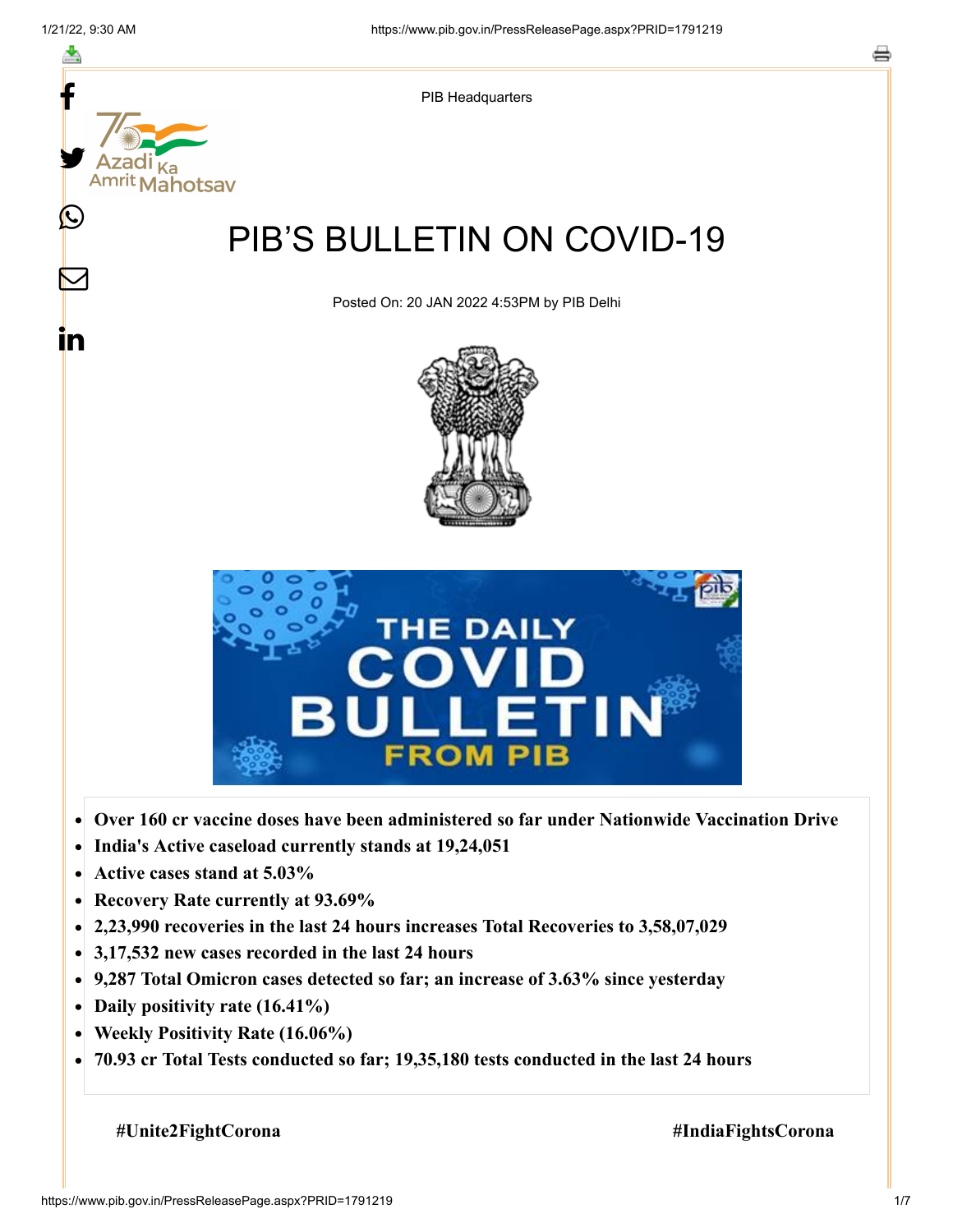PIB Headquarters

# PIB'S BULLETIN ON COVID-19

Posted On: 20 JAN 2022 4:53PM by PIB Delhi

- **Over 160 cr vaccine doses have been administered so far under Nationwide Vaccination Drive**
- **India's Active caseload currently stands at 19,24,051**
- **Active cases stand at 5.03%**
- **Recovery Rate currently at 93.69%**
- **2,23,990 recoveries in the last 24 hours increases Total Recoveries to 3,58,07,029**
- **3,17,532 new cases recorded in the last 24 hours**
- **9,287 Total Omicron cases detected so far; an increase of 3.63% since yesterday**
- **Daily positivity rate (16.41%)**
- **Weekly Positivity Rate (16.06%)**
- **70.93 cr Total Tests conducted so far; 19,35,180 tests conducted in the last 24 hours**

**#Unite2FightCorona** **#IndiaFightsCorona**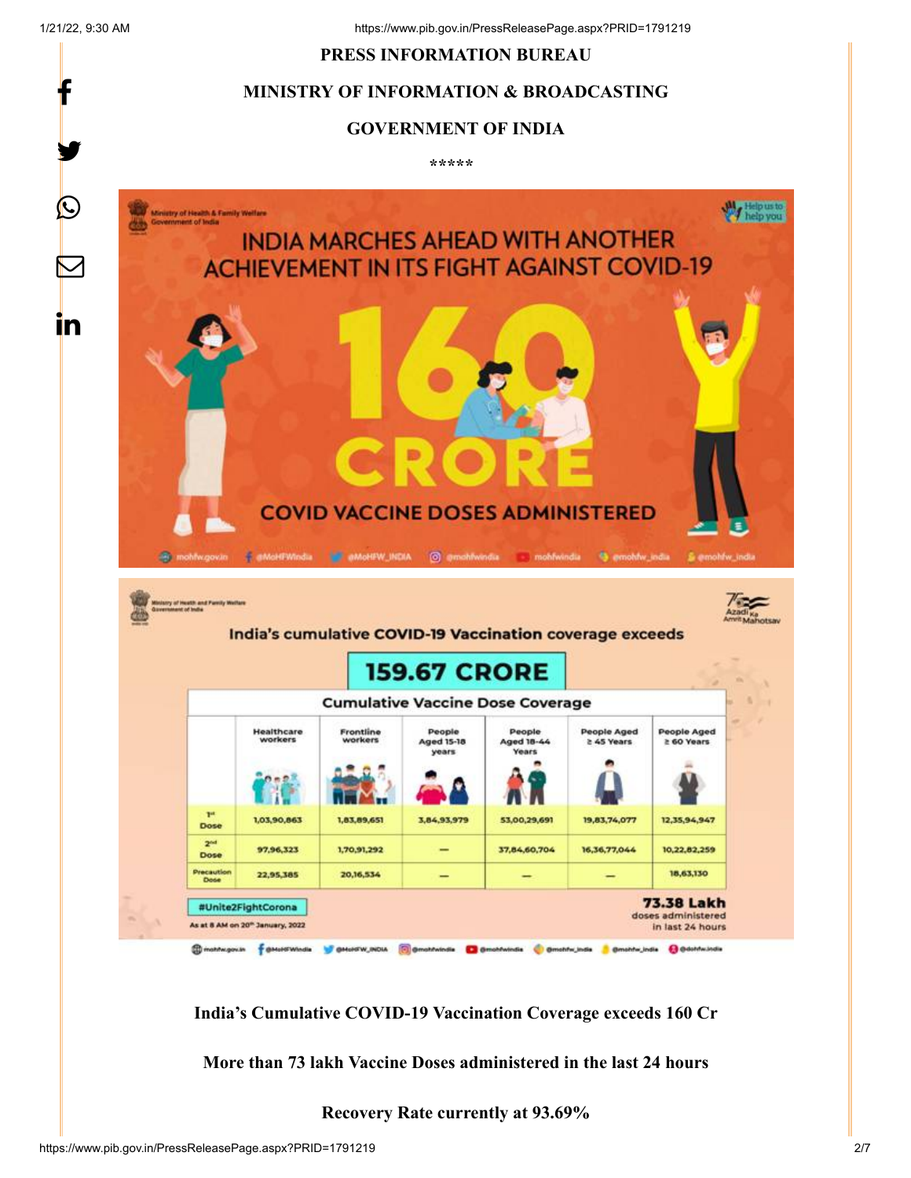**PRESS INFORMATION BUREAU**

**MINISTRY OF INFORMATION & BROADCASTING**

**GOVERNMENT OF INDIA**

\*\*\*\*\*

INDIA MARCHES AHEAD WITH ANOTHER ACHIEVEMENT IN ITS FIGHT AGAINST COVID-19

160 CRORE

COVID VACCINE DOSES ADMINISTERED

India's cumulative COVID-19 Vaccination coverage exceeds

159.67 CRORE

| Cumulative Vaccine Dose Coverage | Healthcare workers | Frontline workers | People Aged 15-18 years | People Aged 18-44 Years | People Aged ≥ 45 Years | People Aged ≥ 60 Years |
|---|---|---|---|---|---|---|
| 1st Dose | 1,03,90,863 | 1,83,89,651 | 3,84,93,979 | 53,00,29,691 | 19,83,74,077 | 12,35,94,947 |
| 2nd Dose | 97,96,323 | 1,70,91,292 | — | 37,84,60,704 | 16,36,77,044 | 10,22,82,259 |
| Precaution Dose | 22,95,385 | 20,16,534 | — | — | — | 18,63,130 |

#Unite2FightCorona

As at 8 AM on 20th January, 2022

73.38 Lakh doses administered in last 24 hours

**India's Cumulative COVID-19 Vaccination Coverage exceeds 160 Cr**

**More than 73 lakh Vaccine Doses administered in the last 24 hours**

**Recovery Rate currently at 93.69%**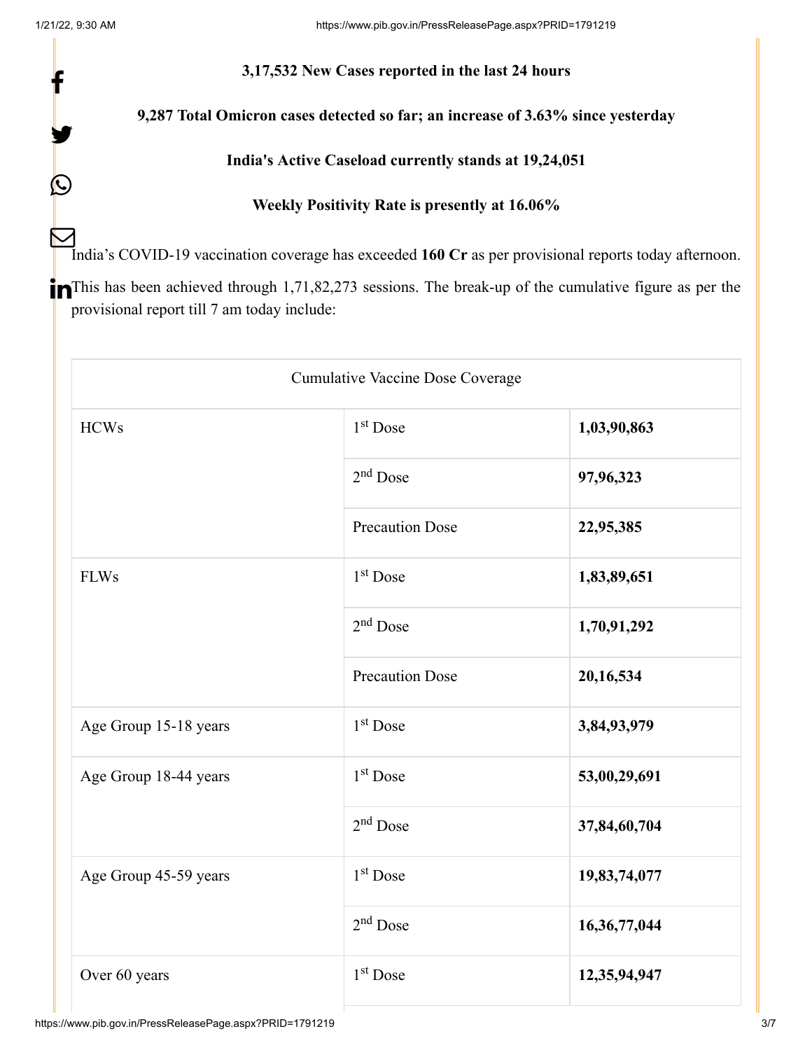**3,17,532 New Cases reported in the last 24 hours**

**9,287 Total Omicron cases detected so far; an increase of 3.63% since yesterday**

**India's Active Caseload currently stands at 19,24,051**

**Weekly Positivity Rate is presently at 16.06%**

India's COVID-19 vaccination coverage has exceeded **160 Cr** as per provisional reports today afternoon.

This has been achieved through 1,71,82,273 sessions. The break-up of the cumulative figure as per the provisional report till 7 am today include:

| Cumulative Vaccine Dose Coverage | | |
|---|---|---|
| HCWs | 1st Dose | **1,03,90,863** |
| | 2nd Dose | **97,96,323** |
| | Precaution Dose | **22,95,385** |
| FLWs | 1st Dose | **1,83,89,651** |
| | 2nd Dose | **1,70,91,292** |
| | Precaution Dose | **20,16,534** |
| Age Group 15-18 years | 1st Dose | **3,84,93,979** |
| Age Group 18-44 years | 1st Dose | **53,00,29,691** |
| | 2nd Dose | **37,84,60,704** |
| Age Group 45-59 years | 1st Dose | **19,83,74,077** |
| | 2nd Dose | **16,36,77,044** |
| Over 60 years | 1st Dose | **12,35,94,947** |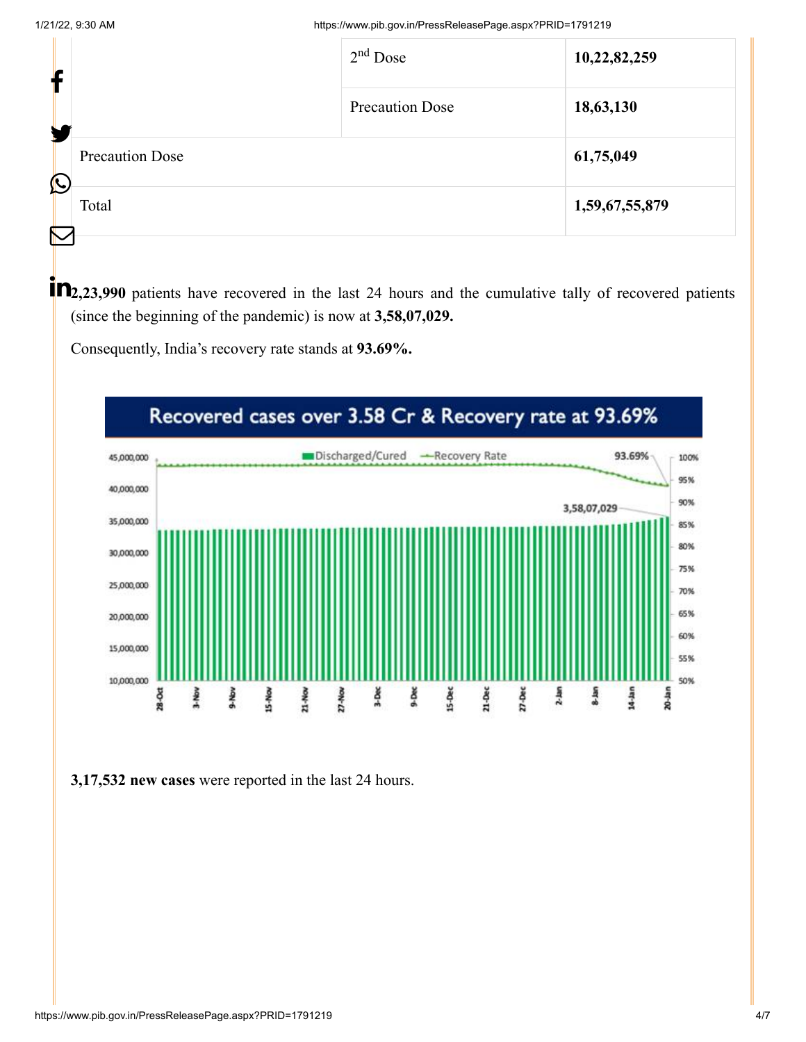| | | |
|---|---|---|
| | 2nd Dose | **10,22,82,259** |
| | Precaution Dose | **18,63,130** |
| Precaution Dose | | **61,75,049** |
| Total | | **1,59,67,55,879** |

**2,23,990** patients have recovered in the last 24 hours and the cumulative tally of recovered patients (since the beginning of the pandemic) is now at **3,58,07,029.**

Consequently, India's recovery rate stands at **93.69%.**

**3,17,532 new cases** were reported in the last 24 hours.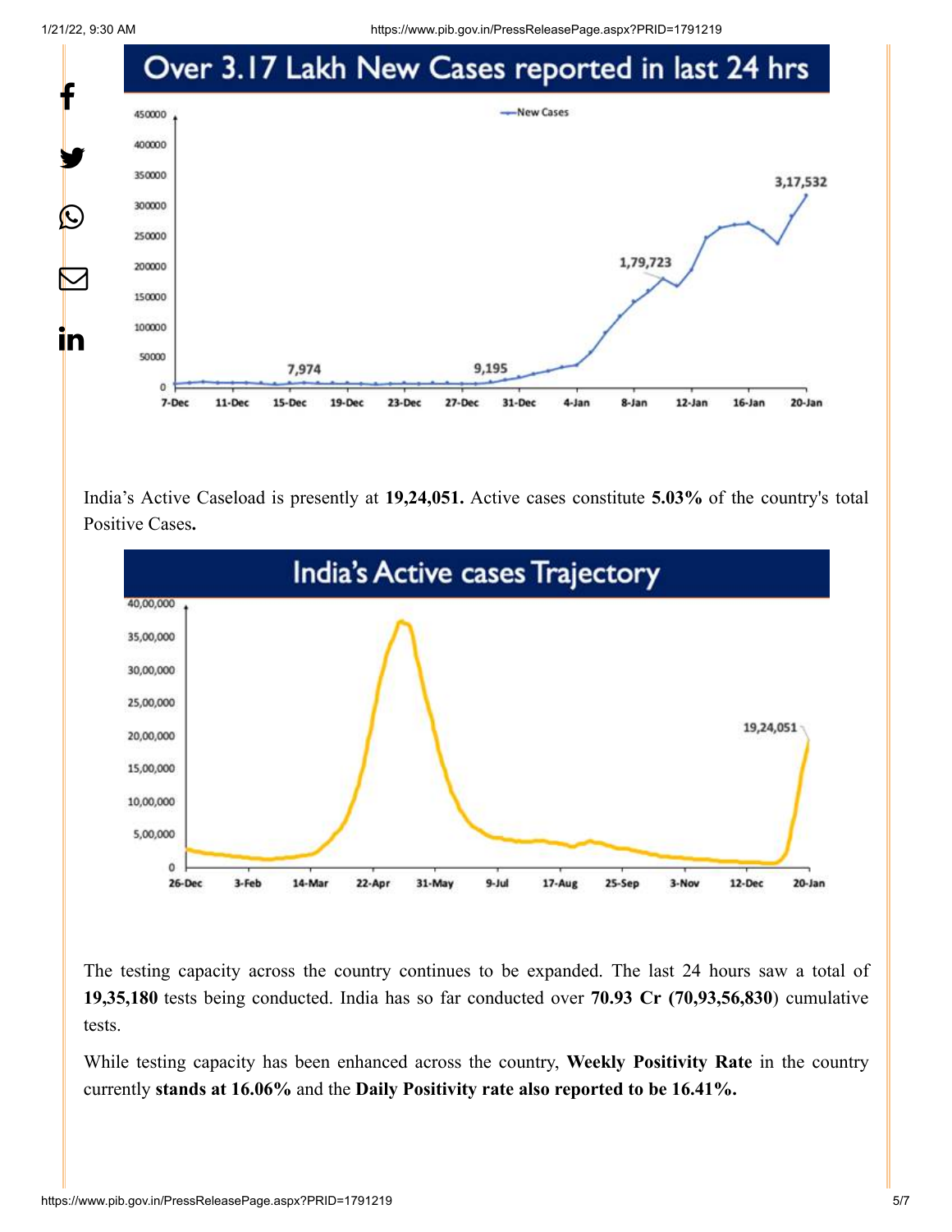Over 3.17 Lakh New Cases reported in last 24 hrs

India's Active Caseload is presently at **19,24,051.** Active cases constitute **5.03%** of the country's total Positive Cases**.**

India's Active cases Trajectory

The testing capacity across the country continues to be expanded. The last 24 hours saw a total of **19,35,180** tests being conducted. India has so far conducted over **70.93 Cr (70,93,56,830**) cumulative tests.

While testing capacity has been enhanced across the country, **Weekly Positivity Rate** in the country currently **stands at 16.06%** and the **Daily Positivity rate also reported to be 16.41%.**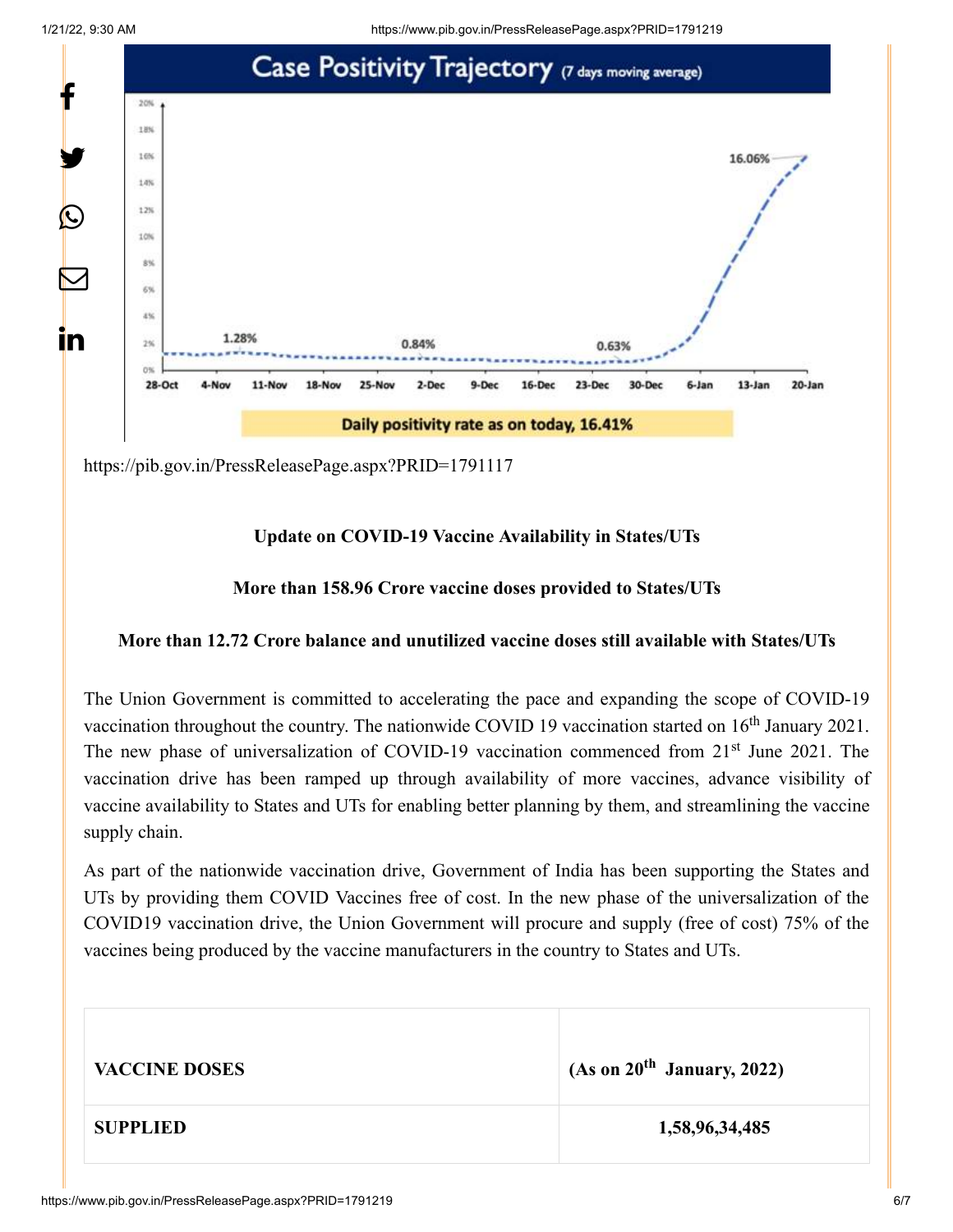**Case Positivity Trajectory** (7 days moving average)

Daily positivity rate as on today, 16.41%

https://pib.gov.in/PressReleasePage.aspx?PRID=1791117

**Update on COVID-19 Vaccine Availability in States/UTs**

**More than 158.96 Crore vaccine doses provided to States/UTs**

**More than 12.72 Crore balance and unutilized vaccine doses still available with States/UTs**

The Union Government is committed to accelerating the pace and expanding the scope of COVID-19 vaccination throughout the country. The nationwide COVID 19 vaccination started on 16th January 2021. The new phase of universalization of COVID-19 vaccination commenced from 21st June 2021. The vaccination drive has been ramped up through availability of more vaccines, advance visibility of vaccine availability to States and UTs for enabling better planning by them, and streamlining the vaccine supply chain.

As part of the nationwide vaccination drive, Government of India has been supporting the States and UTs by providing them COVID Vaccines free of cost. In the new phase of the universalization of the COVID19 vaccination drive, the Union Government will procure and supply (free of cost) 75% of the vaccines being produced by the vaccine manufacturers in the country to States and UTs.

| **VACCINE DOSES** | **(As on 20th January, 2022)** |
|---|---|
| **SUPPLIED** | **1,58,96,34,485** |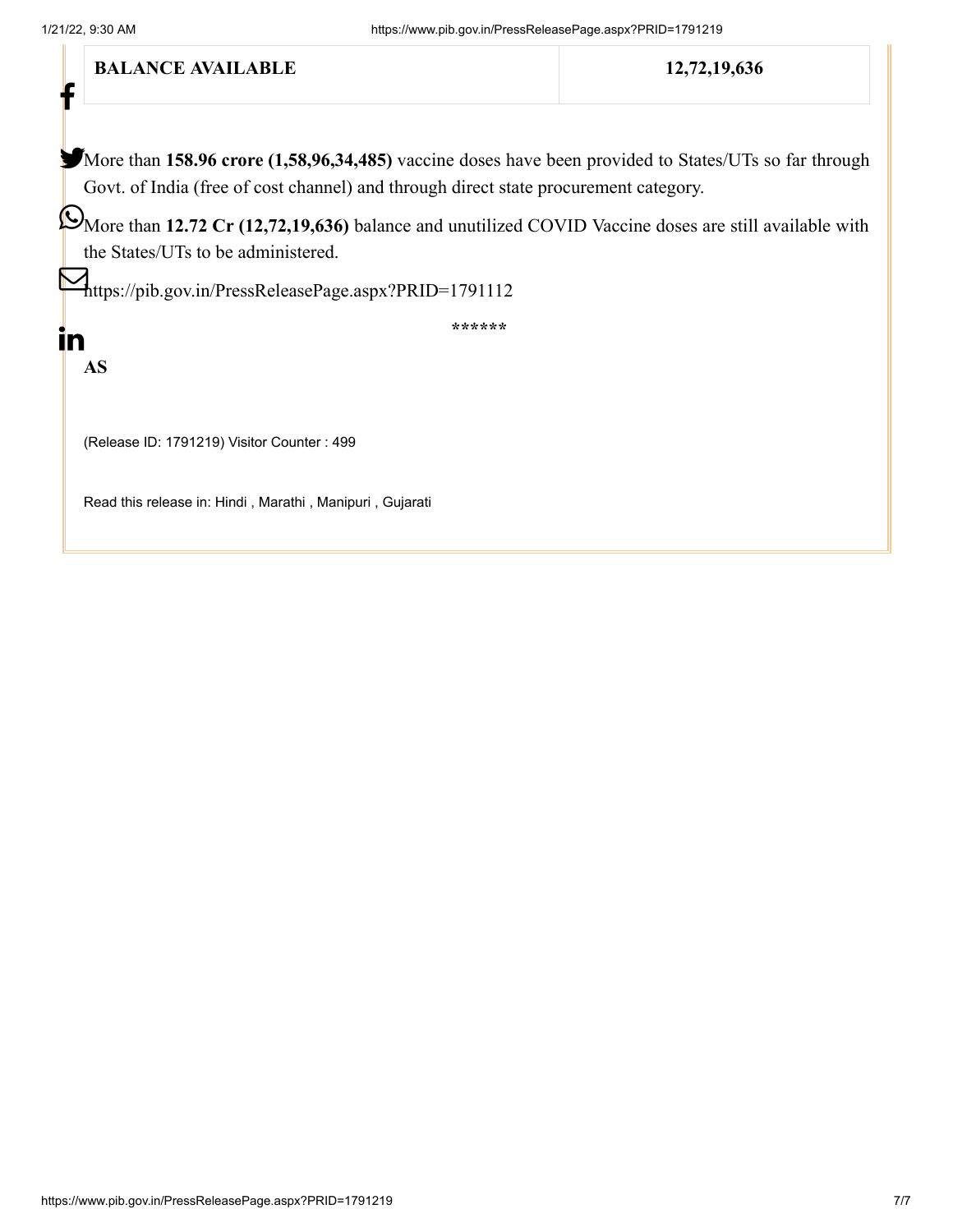| | |
|---|---|
| **BALANCE AVAILABLE** | **12,72,19,636** |

More than **158.96 crore (1,58,96,34,485)** vaccine doses have been provided to States/UTs so far through Govt. of India (free of cost channel) and through direct state procurement category.

More than **12.72 Cr (12,72,19,636)** balance and unutilized COVID Vaccine doses are still available with the States/UTs to be administered.

https://pib.gov.in/PressReleasePage.aspx?PRID=1791112

******

**AS**

(Release ID: 1791219) Visitor Counter : 499

Read this release in: Hindi , Marathi , Manipuri , Gujarati